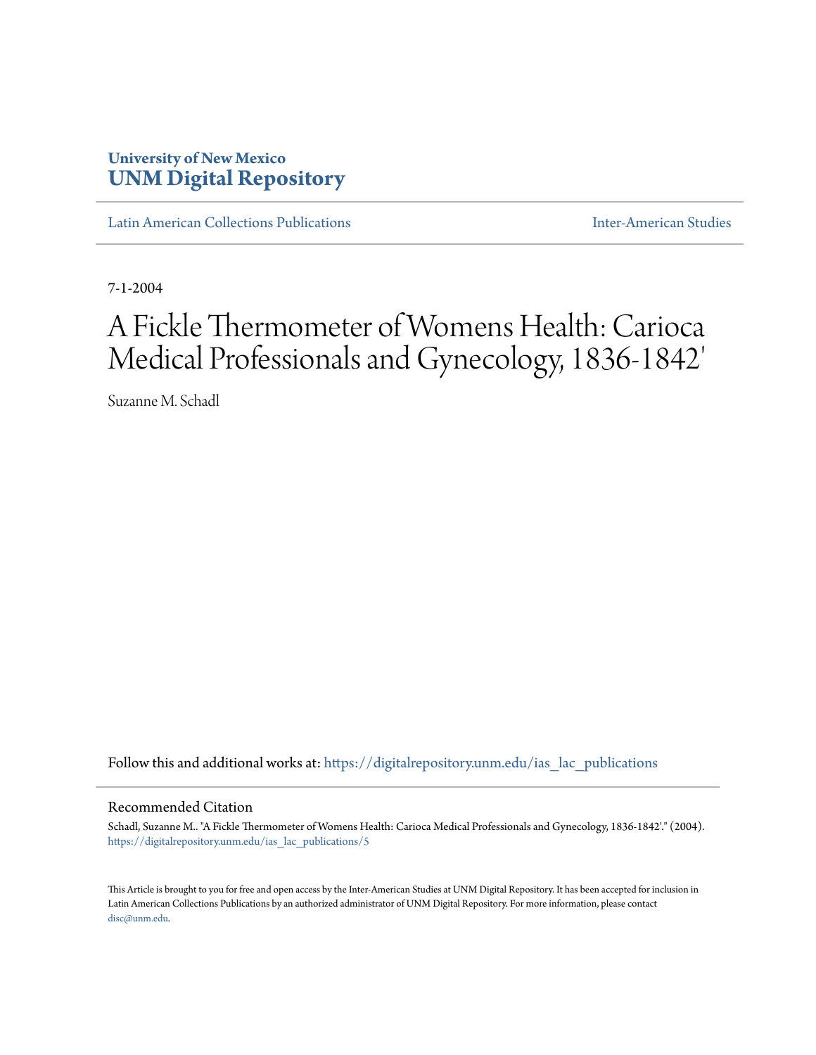University of New Mexico
**UNM Digital Repository**

Latin American Collections Publications | Inter-American Studies

7-1-2004

# A Fickle Thermometer of Womens Health: Carioca Medical Professionals and Gynecology, 1836-1842'

Suzanne M. Schadl

Follow this and additional works at: https://digitalrepository.unm.edu/ias_lac_publications

## Recommended Citation

Schadl, Suzanne M.. "A Fickle Thermometer of Womens Health: Carioca Medical Professionals and Gynecology, 1836-1842'." (2004). https://digitalrepository.unm.edu/ias_lac_publications/5

This Article is brought to you for free and open access by the Inter-American Studies at UNM Digital Repository. It has been accepted for inclusion in Latin American Collections Publications by an authorized administrator of UNM Digital Repository. For more information, please contact disc@unm.edu.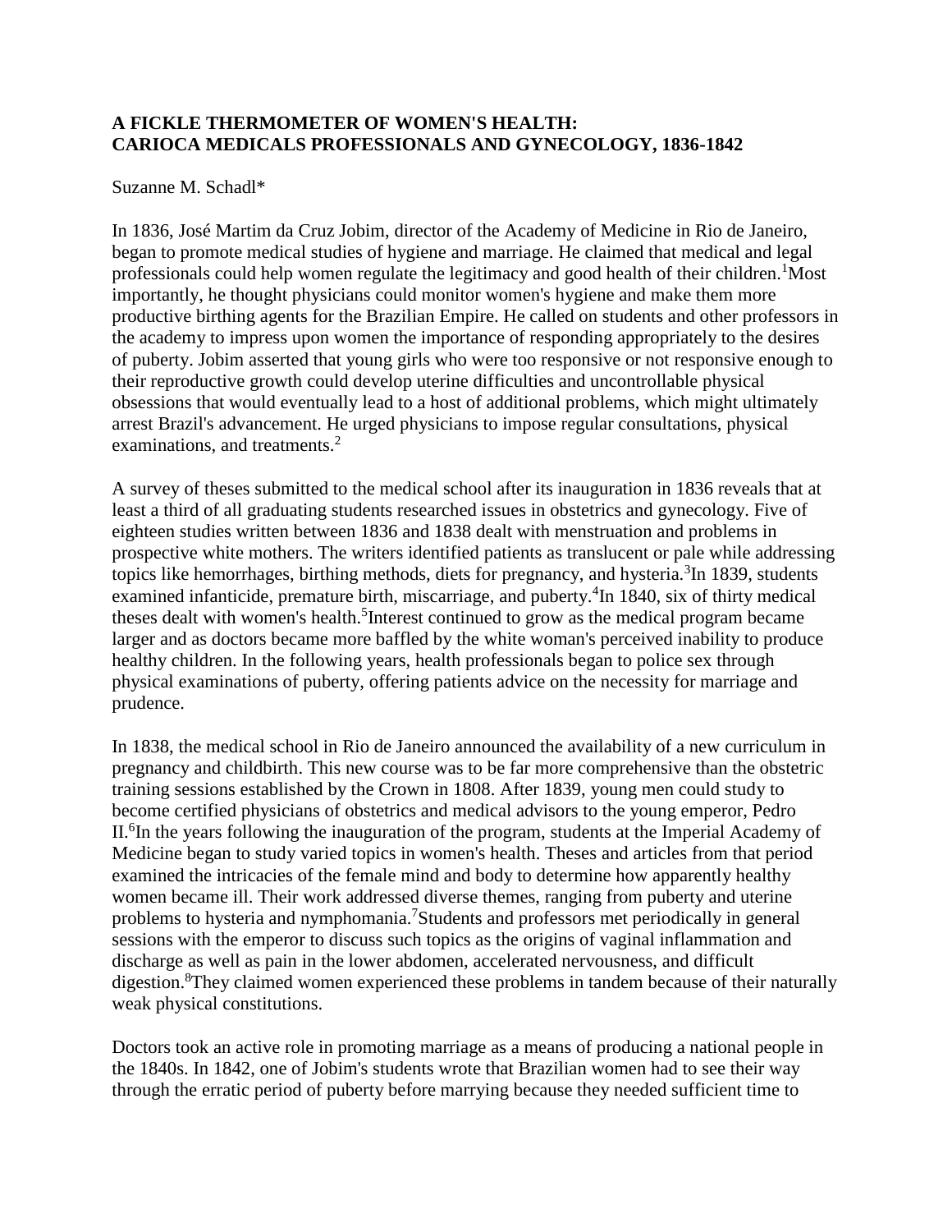**A FICKLE THERMOMETER OF WOMEN'S HEALTH:**
**CARIOCA MEDICALS PROFESSIONALS AND GYNECOLOGY, 1836-1842**

Suzanne M. Schadl*

In 1836, José Martim da Cruz Jobim, director of the Academy of Medicine in Rio de Janeiro, began to promote medical studies of hygiene and marriage. He claimed that medical and legal professionals could help women regulate the legitimacy and good health of their children.[1] Most importantly, he thought physicians could monitor women's hygiene and make them more productive birthing agents for the Brazilian Empire. He called on students and other professors in the academy to impress upon women the importance of responding appropriately to the desires of puberty. Jobim asserted that young girls who were too responsive or not responsive enough to their reproductive growth could develop uterine difficulties and uncontrollable physical obsessions that would eventually lead to a host of additional problems, which might ultimately arrest Brazil's advancement. He urged physicians to impose regular consultations, physical examinations, and treatments.[2]

A survey of theses submitted to the medical school after its inauguration in 1836 reveals that at least a third of all graduating students researched issues in obstetrics and gynecology. Five of eighteen studies written between 1836 and 1838 dealt with menstruation and problems in prospective white mothers. The writers identified patients as translucent or pale while addressing topics like hemorrhages, birthing methods, diets for pregnancy, and hysteria.[3] In 1839, students examined infanticide, premature birth, miscarriage, and puberty.[4] In 1840, six of thirty medical theses dealt with women's health.[5] Interest continued to grow as the medical program became larger and as doctors became more baffled by the white woman's perceived inability to produce healthy children. In the following years, health professionals began to police sex through physical examinations of puberty, offering patients advice on the necessity for marriage and prudence.

In 1838, the medical school in Rio de Janeiro announced the availability of a new curriculum in pregnancy and childbirth. This new course was to be far more comprehensive than the obstetric training sessions established by the Crown in 1808. After 1839, young men could study to become certified physicians of obstetrics and medical advisors to the young emperor, Pedro II.[6] In the years following the inauguration of the program, students at the Imperial Academy of Medicine began to study varied topics in women's health. Theses and articles from that period examined the intricacies of the female mind and body to determine how apparently healthy women became ill. Their work addressed diverse themes, ranging from puberty and uterine problems to hysteria and nymphomania.[7] Students and professors met periodically in general sessions with the emperor to discuss such topics as the origins of vaginal inflammation and discharge as well as pain in the lower abdomen, accelerated nervousness, and difficult digestion.[8] They claimed women experienced these problems in tandem because of their naturally weak physical constitutions.

Doctors took an active role in promoting marriage as a means of producing a national people in the 1840s. In 1842, one of Jobim's students wrote that Brazilian women had to see their way through the erratic period of puberty before marrying because they needed sufficient time to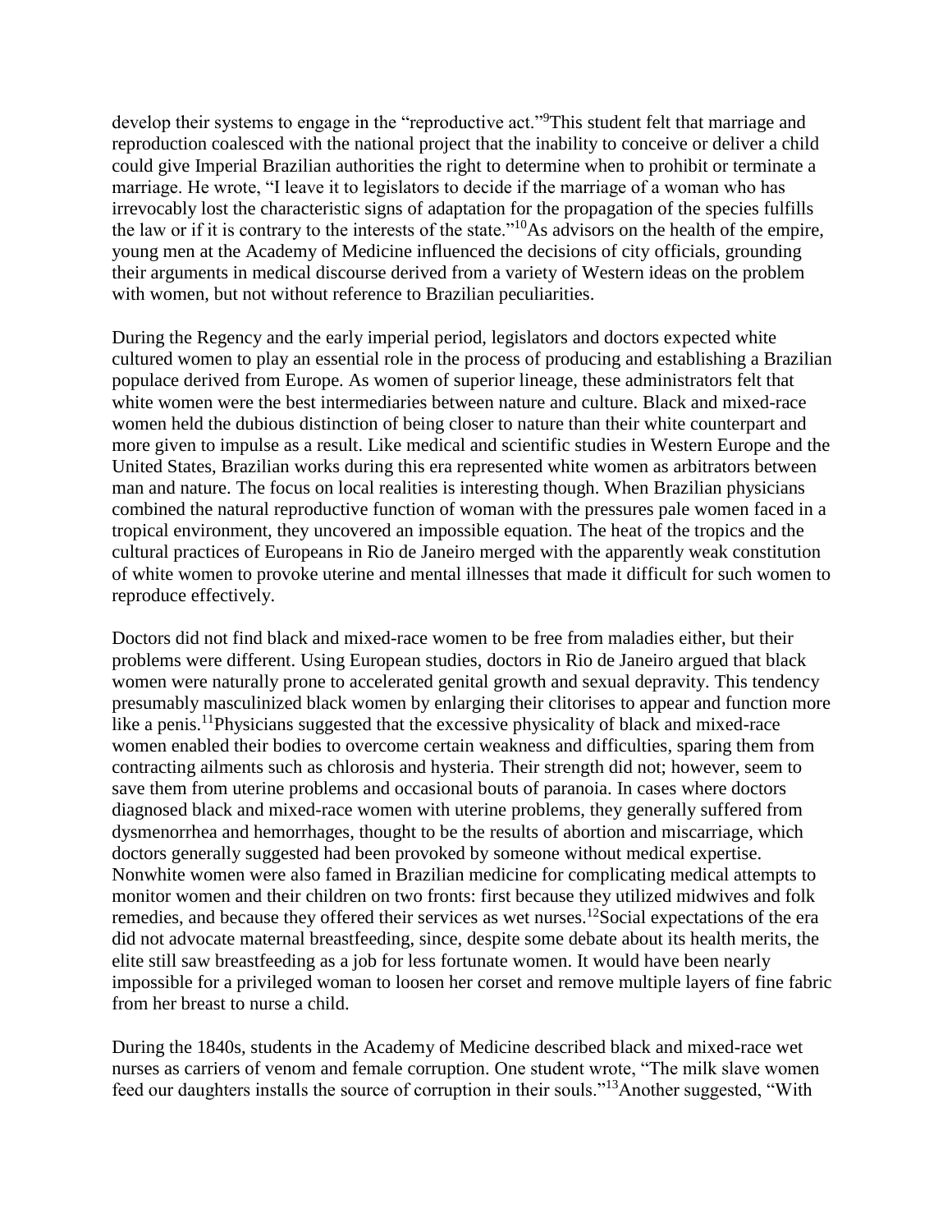develop their systems to engage in the "reproductive act."[9]This student felt that marriage and reproduction coalesced with the national project that the inability to conceive or deliver a child could give Imperial Brazilian authorities the right to determine when to prohibit or terminate a marriage. He wrote, "I leave it to legislators to decide if the marriage of a woman who has irrevocably lost the characteristic signs of adaptation for the propagation of the species fulfills the law or if it is contrary to the interests of the state."[10]As advisors on the health of the empire, young men at the Academy of Medicine influenced the decisions of city officials, grounding their arguments in medical discourse derived from a variety of Western ideas on the problem with women, but not without reference to Brazilian peculiarities.

During the Regency and the early imperial period, legislators and doctors expected white cultured women to play an essential role in the process of producing and establishing a Brazilian populace derived from Europe. As women of superior lineage, these administrators felt that white women were the best intermediaries between nature and culture. Black and mixed-race women held the dubious distinction of being closer to nature than their white counterpart and more given to impulse as a result. Like medical and scientific studies in Western Europe and the United States, Brazilian works during this era represented white women as arbitrators between man and nature. The focus on local realities is interesting though. When Brazilian physicians combined the natural reproductive function of woman with the pressures pale women faced in a tropical environment, they uncovered an impossible equation. The heat of the tropics and the cultural practices of Europeans in Rio de Janeiro merged with the apparently weak constitution of white women to provoke uterine and mental illnesses that made it difficult for such women to reproduce effectively.

Doctors did not find black and mixed-race women to be free from maladies either, but their problems were different. Using European studies, doctors in Rio de Janeiro argued that black women were naturally prone to accelerated genital growth and sexual depravity. This tendency presumably masculinized black women by enlarging their clitorises to appear and function more like a penis.[11]Physicians suggested that the excessive physicality of black and mixed-race women enabled their bodies to overcome certain weakness and difficulties, sparing them from contracting ailments such as chlorosis and hysteria. Their strength did not; however, seem to save them from uterine problems and occasional bouts of paranoia. In cases where doctors diagnosed black and mixed-race women with uterine problems, they generally suffered from dysmenorrhea and hemorrhages, thought to be the results of abortion and miscarriage, which doctors generally suggested had been provoked by someone without medical expertise. Nonwhite women were also famed in Brazilian medicine for complicating medical attempts to monitor women and their children on two fronts: first because they utilized midwives and folk remedies, and because they offered their services as wet nurses.[12]Social expectations of the era did not advocate maternal breastfeeding, since, despite some debate about its health merits, the elite still saw breastfeeding as a job for less fortunate women. It would have been nearly impossible for a privileged woman to loosen her corset and remove multiple layers of fine fabric from her breast to nurse a child.

During the 1840s, students in the Academy of Medicine described black and mixed-race wet nurses as carriers of venom and female corruption. One student wrote, "The milk slave women feed our daughters installs the source of corruption in their souls."[13]Another suggested, "With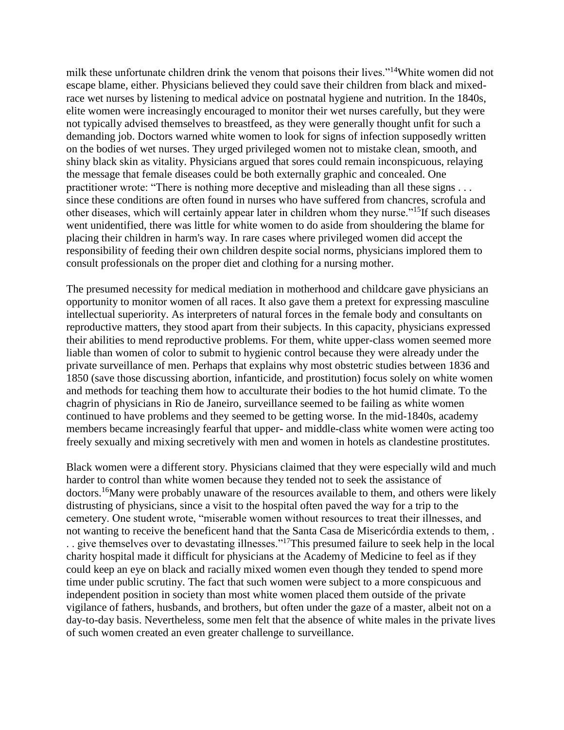milk these unfortunate children drink the venom that poisons their lives."[14]White women did not escape blame, either. Physicians believed they could save their children from black and mixed-race wet nurses by listening to medical advice on postnatal hygiene and nutrition. In the 1840s, elite women were increasingly encouraged to monitor their wet nurses carefully, but they were not typically advised themselves to breastfeed, as they were generally thought unfit for such a demanding job. Doctors warned white women to look for signs of infection supposedly written on the bodies of wet nurses. They urged privileged women not to mistake clean, smooth, and shiny black skin as vitality. Physicians argued that sores could remain inconspicuous, relaying the message that female diseases could be both externally graphic and concealed. One practitioner wrote: "There is nothing more deceptive and misleading than all these signs . . . since these conditions are often found in nurses who have suffered from chancres, scrofula and other diseases, which will certainly appear later in children whom they nurse."[15]If such diseases went unidentified, there was little for white women to do aside from shouldering the blame for placing their children in harm's way. In rare cases where privileged women did accept the responsibility of feeding their own children despite social norms, physicians implored them to consult professionals on the proper diet and clothing for a nursing mother.

The presumed necessity for medical mediation in motherhood and childcare gave physicians an opportunity to monitor women of all races. It also gave them a pretext for expressing masculine intellectual superiority. As interpreters of natural forces in the female body and consultants on reproductive matters, they stood apart from their subjects. In this capacity, physicians expressed their abilities to mend reproductive problems. For them, white upper-class women seemed more liable than women of color to submit to hygienic control because they were already under the private surveillance of men. Perhaps that explains why most obstetric studies between 1836 and 1850 (save those discussing abortion, infanticide, and prostitution) focus solely on white women and methods for teaching them how to acculturate their bodies to the hot humid climate. To the chagrin of physicians in Rio de Janeiro, surveillance seemed to be failing as white women continued to have problems and they seemed to be getting worse. In the mid-1840s, academy members became increasingly fearful that upper- and middle-class white women were acting too freely sexually and mixing secretively with men and women in hotels as clandestine prostitutes.

Black women were a different story. Physicians claimed that they were especially wild and much harder to control than white women because they tended not to seek the assistance of doctors.[16]Many were probably unaware of the resources available to them, and others were likely distrusting of physicians, since a visit to the hospital often paved the way for a trip to the cemetery. One student wrote, "miserable women without resources to treat their illnesses, and not wanting to receive the beneficent hand that the Santa Casa de Misericórdia extends to them, . . . give themselves over to devastating illnesses."[17]This presumed failure to seek help in the local charity hospital made it difficult for physicians at the Academy of Medicine to feel as if they could keep an eye on black and racially mixed women even though they tended to spend more time under public scrutiny. The fact that such women were subject to a more conspicuous and independent position in society than most white women placed them outside of the private vigilance of fathers, husbands, and brothers, but often under the gaze of a master, albeit not on a day-to-day basis. Nevertheless, some men felt that the absence of white males in the private lives of such women created an even greater challenge to surveillance.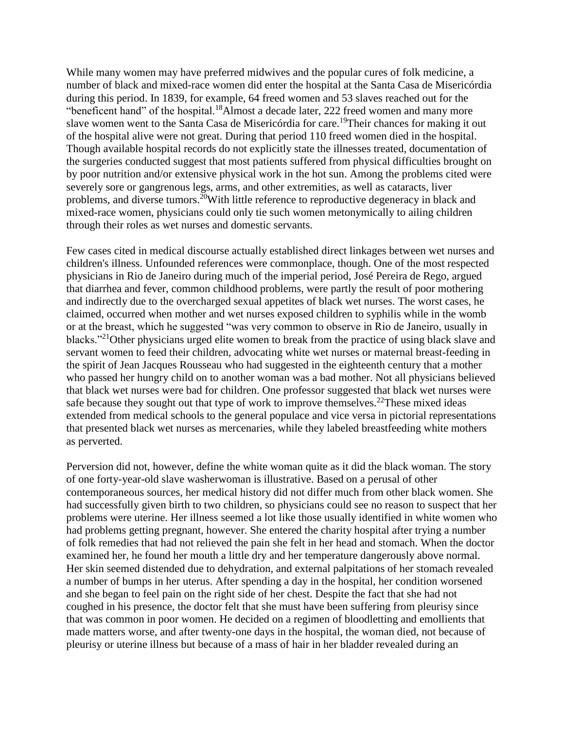While many women may have preferred midwives and the popular cures of folk medicine, a number of black and mixed-race women did enter the hospital at the Santa Casa de Misericórdia during this period. In 1839, for example, 64 freed women and 53 slaves reached out for the "beneficent hand" of the hospital.[18] Almost a decade later, 222 freed women and many more slave women went to the Santa Casa de Misericórdia for care.[19] Their chances for making it out of the hospital alive were not great. During that period 110 freed women died in the hospital. Though available hospital records do not explicitly state the illnesses treated, documentation of the surgeries conducted suggest that most patients suffered from physical difficulties brought on by poor nutrition and/or extensive physical work in the hot sun. Among the problems cited were severely sore or gangrenous legs, arms, and other extremities, as well as cataracts, liver problems, and diverse tumors.[20] With little reference to reproductive degeneracy in black and mixed-race women, physicians could only tie such women metonymically to ailing children through their roles as wet nurses and domestic servants.

Few cases cited in medical discourse actually established direct linkages between wet nurses and children's illness. Unfounded references were commonplace, though. One of the most respected physicians in Rio de Janeiro during much of the imperial period, José Pereira de Rego, argued that diarrhea and fever, common childhood problems, were partly the result of poor mothering and indirectly due to the overcharged sexual appetites of black wet nurses. The worst cases, he claimed, occurred when mother and wet nurses exposed children to syphilis while in the womb or at the breast, which he suggested "was very common to observe in Rio de Janeiro, usually in blacks."[21] Other physicians urged elite women to break from the practice of using black slave and servant women to feed their children, advocating white wet nurses or maternal breast-feeding in the spirit of Jean Jacques Rousseau who had suggested in the eighteenth century that a mother who passed her hungry child on to another woman was a bad mother. Not all physicians believed that black wet nurses were bad for children. One professor suggested that black wet nurses were safe because they sought out that type of work to improve themselves.[22] These mixed ideas extended from medical schools to the general populace and vice versa in pictorial representations that presented black wet nurses as mercenaries, while they labeled breastfeeding white mothers as perverted.

Perversion did not, however, define the white woman quite as it did the black woman. The story of one forty-year-old slave washerwoman is illustrative. Based on a perusal of other contemporaneous sources, her medical history did not differ much from other black women. She had successfully given birth to two children, so physicians could see no reason to suspect that her problems were uterine. Her illness seemed a lot like those usually identified in white women who had problems getting pregnant, however. She entered the charity hospital after trying a number of folk remedies that had not relieved the pain she felt in her head and stomach. When the doctor examined her, he found her mouth a little dry and her temperature dangerously above normal. Her skin seemed distended due to dehydration, and external palpitations of her stomach revealed a number of bumps in her uterus. After spending a day in the hospital, her condition worsened and she began to feel pain on the right side of her chest. Despite the fact that she had not coughed in his presence, the doctor felt that she must have been suffering from pleurisy since that was common in poor women. He decided on a regimen of bloodletting and emollients that made matters worse, and after twenty-one days in the hospital, the woman died, not because of pleurisy or uterine illness but because of a mass of hair in her bladder revealed during an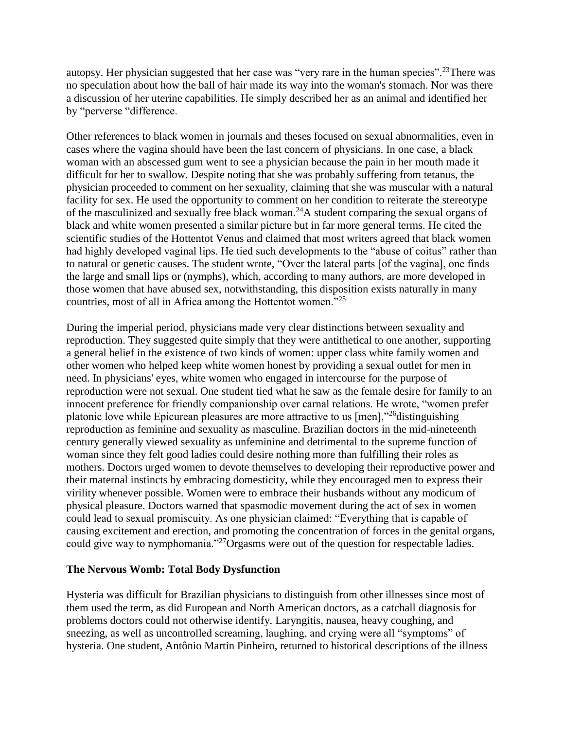autopsy. Her physician suggested that her case was "very rare in the human species".[23]There was no speculation about how the ball of hair made its way into the woman's stomach. Nor was there a discussion of her uterine capabilities. He simply described her as an animal and identified her by "perverse "difference.

Other references to black women in journals and theses focused on sexual abnormalities, even in cases where the vagina should have been the last concern of physicians. In one case, a black woman with an abscessed gum went to see a physician because the pain in her mouth made it difficult for her to swallow. Despite noting that she was probably suffering from tetanus, the physician proceeded to comment on her sexuality, claiming that she was muscular with a natural facility for sex. He used the opportunity to comment on her condition to reiterate the stereotype of the masculinized and sexually free black woman.[24]A student comparing the sexual organs of black and white women presented a similar picture but in far more general terms. He cited the scientific studies of the Hottentot Venus and claimed that most writers agreed that black women had highly developed vaginal lips. He tied such developments to the "abuse of coitus" rather than to natural or genetic causes. The student wrote, "Over the lateral parts [of the vagina], one finds the large and small lips or (nymphs), which, according to many authors, are more developed in those women that have abused sex, notwithstanding, this disposition exists naturally in many countries, most of all in Africa among the Hottentot women."[25]

During the imperial period, physicians made very clear distinctions between sexuality and reproduction. They suggested quite simply that they were antithetical to one another, supporting a general belief in the existence of two kinds of women: upper class white family women and other women who helped keep white women honest by providing a sexual outlet for men in need. In physicians' eyes, white women who engaged in intercourse for the purpose of reproduction were not sexual. One student tied what he saw as the female desire for family to an innocent preference for friendly companionship over carnal relations. He wrote, "women prefer platonic love while Epicurean pleasures are more attractive to us [men],"[26]distinguishing reproduction as feminine and sexuality as masculine. Brazilian doctors in the mid-nineteenth century generally viewed sexuality as unfeminine and detrimental to the supreme function of woman since they felt good ladies could desire nothing more than fulfilling their roles as mothers. Doctors urged women to devote themselves to developing their reproductive power and their maternal instincts by embracing domesticity, while they encouraged men to express their virility whenever possible. Women were to embrace their husbands without any modicum of physical pleasure. Doctors warned that spasmodic movement during the act of sex in women could lead to sexual promiscuity. As one physician claimed: "Everything that is capable of causing excitement and erection, and promoting the concentration of forces in the genital organs, could give way to nymphomania."[27]Orgasms were out of the question for respectable ladies.

**The Nervous Womb: Total Body Dysfunction**

Hysteria was difficult for Brazilian physicians to distinguish from other illnesses since most of them used the term, as did European and North American doctors, as a catchall diagnosis for problems doctors could not otherwise identify. Laryngitis, nausea, heavy coughing, and sneezing, as well as uncontrolled screaming, laughing, and crying were all "symptoms" of hysteria. One student, Antônio Martin Pinheiro, returned to historical descriptions of the illness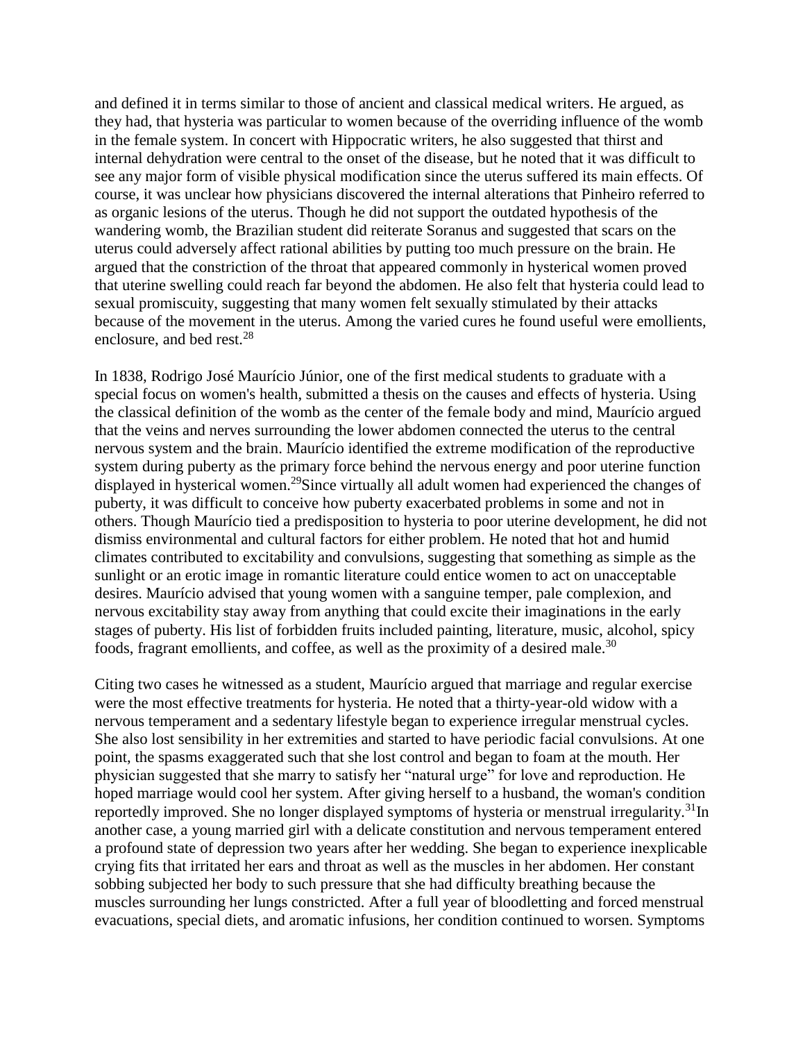and defined it in terms similar to those of ancient and classical medical writers. He argued, as they had, that hysteria was particular to women because of the overriding influence of the womb in the female system. In concert with Hippocratic writers, he also suggested that thirst and internal dehydration were central to the onset of the disease, but he noted that it was difficult to see any major form of visible physical modification since the uterus suffered its main effects. Of course, it was unclear how physicians discovered the internal alterations that Pinheiro referred to as organic lesions of the uterus. Though he did not support the outdated hypothesis of the wandering womb, the Brazilian student did reiterate Soranus and suggested that scars on the uterus could adversely affect rational abilities by putting too much pressure on the brain. He argued that the constriction of the throat that appeared commonly in hysterical women proved that uterine swelling could reach far beyond the abdomen. He also felt that hysteria could lead to sexual promiscuity, suggesting that many women felt sexually stimulated by their attacks because of the movement in the uterus. Among the varied cures he found useful were emollients, enclosure, and bed rest.[28]

In 1838, Rodrigo José Maurício Júnior, one of the first medical students to graduate with a special focus on women's health, submitted a thesis on the causes and effects of hysteria. Using the classical definition of the womb as the center of the female body and mind, Maurício argued that the veins and nerves surrounding the lower abdomen connected the uterus to the central nervous system and the brain. Maurício identified the extreme modification of the reproductive system during puberty as the primary force behind the nervous energy and poor uterine function displayed in hysterical women.[29]Since virtually all adult women had experienced the changes of puberty, it was difficult to conceive how puberty exacerbated problems in some and not in others. Though Maurício tied a predisposition to hysteria to poor uterine development, he did not dismiss environmental and cultural factors for either problem. He noted that hot and humid climates contributed to excitability and convulsions, suggesting that something as simple as the sunlight or an erotic image in romantic literature could entice women to act on unacceptable desires. Maurício advised that young women with a sanguine temper, pale complexion, and nervous excitability stay away from anything that could excite their imaginations in the early stages of puberty. His list of forbidden fruits included painting, literature, music, alcohol, spicy foods, fragrant emollients, and coffee, as well as the proximity of a desired male.[30]

Citing two cases he witnessed as a student, Maurício argued that marriage and regular exercise were the most effective treatments for hysteria. He noted that a thirty-year-old widow with a nervous temperament and a sedentary lifestyle began to experience irregular menstrual cycles. She also lost sensibility in her extremities and started to have periodic facial convulsions. At one point, the spasms exaggerated such that she lost control and began to foam at the mouth. Her physician suggested that she marry to satisfy her "natural urge" for love and reproduction. He hoped marriage would cool her system. After giving herself to a husband, the woman's condition reportedly improved. She no longer displayed symptoms of hysteria or menstrual irregularity.[31]In another case, a young married girl with a delicate constitution and nervous temperament entered a profound state of depression two years after her wedding. She began to experience inexplicable crying fits that irritated her ears and throat as well as the muscles in her abdomen. Her constant sobbing subjected her body to such pressure that she had difficulty breathing because the muscles surrounding her lungs constricted. After a full year of bloodletting and forced menstrual evacuations, special diets, and aromatic infusions, her condition continued to worsen. Symptoms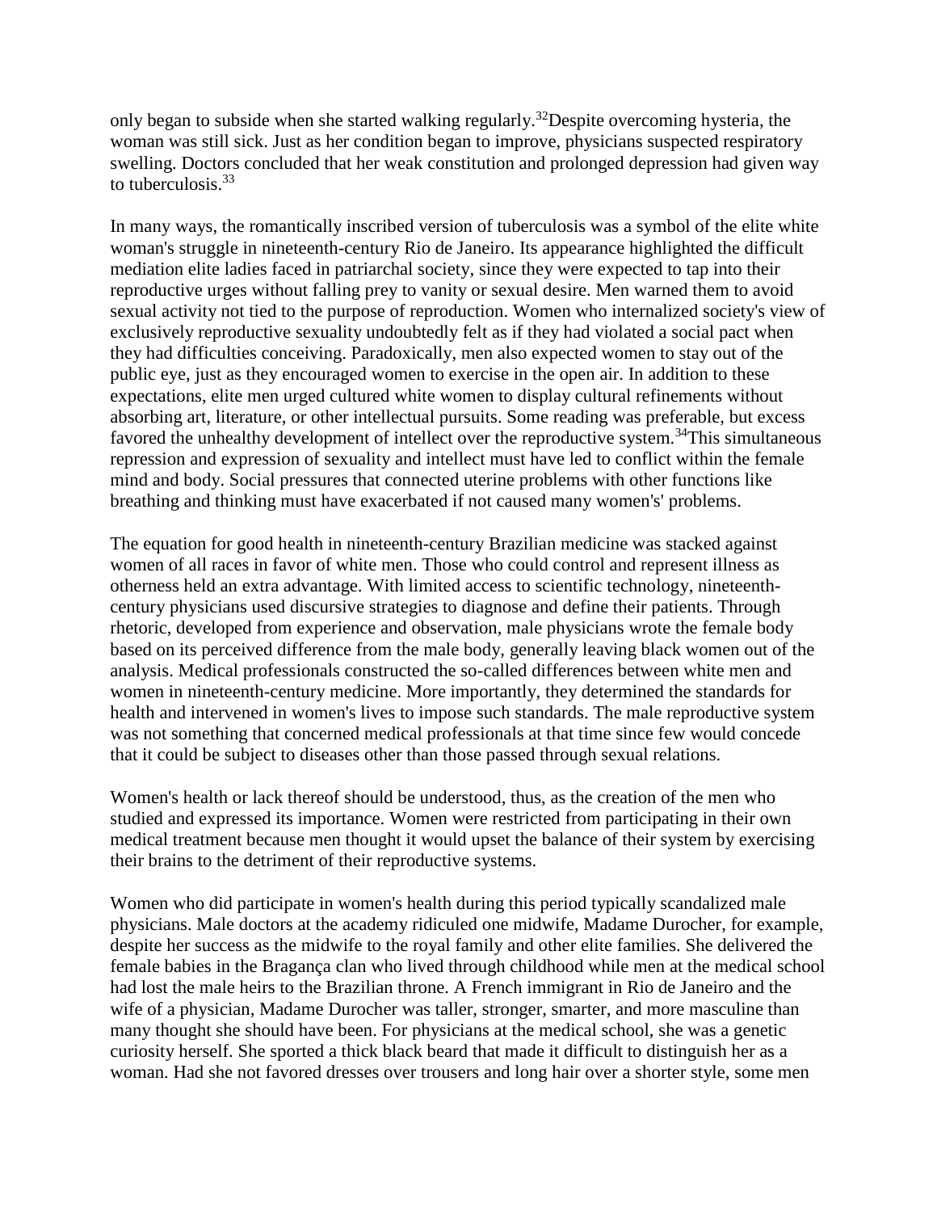only began to subside when she started walking regularly.[32]Despite overcoming hysteria, the woman was still sick. Just as her condition began to improve, physicians suspected respiratory swelling. Doctors concluded that her weak constitution and prolonged depression had given way to tuberculosis.[33]

In many ways, the romantically inscribed version of tuberculosis was a symbol of the elite white woman's struggle in nineteenth-century Rio de Janeiro. Its appearance highlighted the difficult mediation elite ladies faced in patriarchal society, since they were expected to tap into their reproductive urges without falling prey to vanity or sexual desire. Men warned them to avoid sexual activity not tied to the purpose of reproduction. Women who internalized society's view of exclusively reproductive sexuality undoubtedly felt as if they had violated a social pact when they had difficulties conceiving. Paradoxically, men also expected women to stay out of the public eye, just as they encouraged women to exercise in the open air. In addition to these expectations, elite men urged cultured white women to display cultural refinements without absorbing art, literature, or other intellectual pursuits. Some reading was preferable, but excess favored the unhealthy development of intellect over the reproductive system.[34]This simultaneous repression and expression of sexuality and intellect must have led to conflict within the female mind and body. Social pressures that connected uterine problems with other functions like breathing and thinking must have exacerbated if not caused many women's' problems.

The equation for good health in nineteenth-century Brazilian medicine was stacked against women of all races in favor of white men. Those who could control and represent illness as otherness held an extra advantage. With limited access to scientific technology, nineteenth-century physicians used discursive strategies to diagnose and define their patients. Through rhetoric, developed from experience and observation, male physicians wrote the female body based on its perceived difference from the male body, generally leaving black women out of the analysis. Medical professionals constructed the so-called differences between white men and women in nineteenth-century medicine. More importantly, they determined the standards for health and intervened in women's lives to impose such standards. The male reproductive system was not something that concerned medical professionals at that time since few would concede that it could be subject to diseases other than those passed through sexual relations.

Women's health or lack thereof should be understood, thus, as the creation of the men who studied and expressed its importance. Women were restricted from participating in their own medical treatment because men thought it would upset the balance of their system by exercising their brains to the detriment of their reproductive systems.

Women who did participate in women's health during this period typically scandalized male physicians. Male doctors at the academy ridiculed one midwife, Madame Durocher, for example, despite her success as the midwife to the royal family and other elite families. She delivered the female babies in the Bragança clan who lived through childhood while men at the medical school had lost the male heirs to the Brazilian throne. A French immigrant in Rio de Janeiro and the wife of a physician, Madame Durocher was taller, stronger, smarter, and more masculine than many thought she should have been. For physicians at the medical school, she was a genetic curiosity herself. She sported a thick black beard that made it difficult to distinguish her as a woman. Had she not favored dresses over trousers and long hair over a shorter style, some men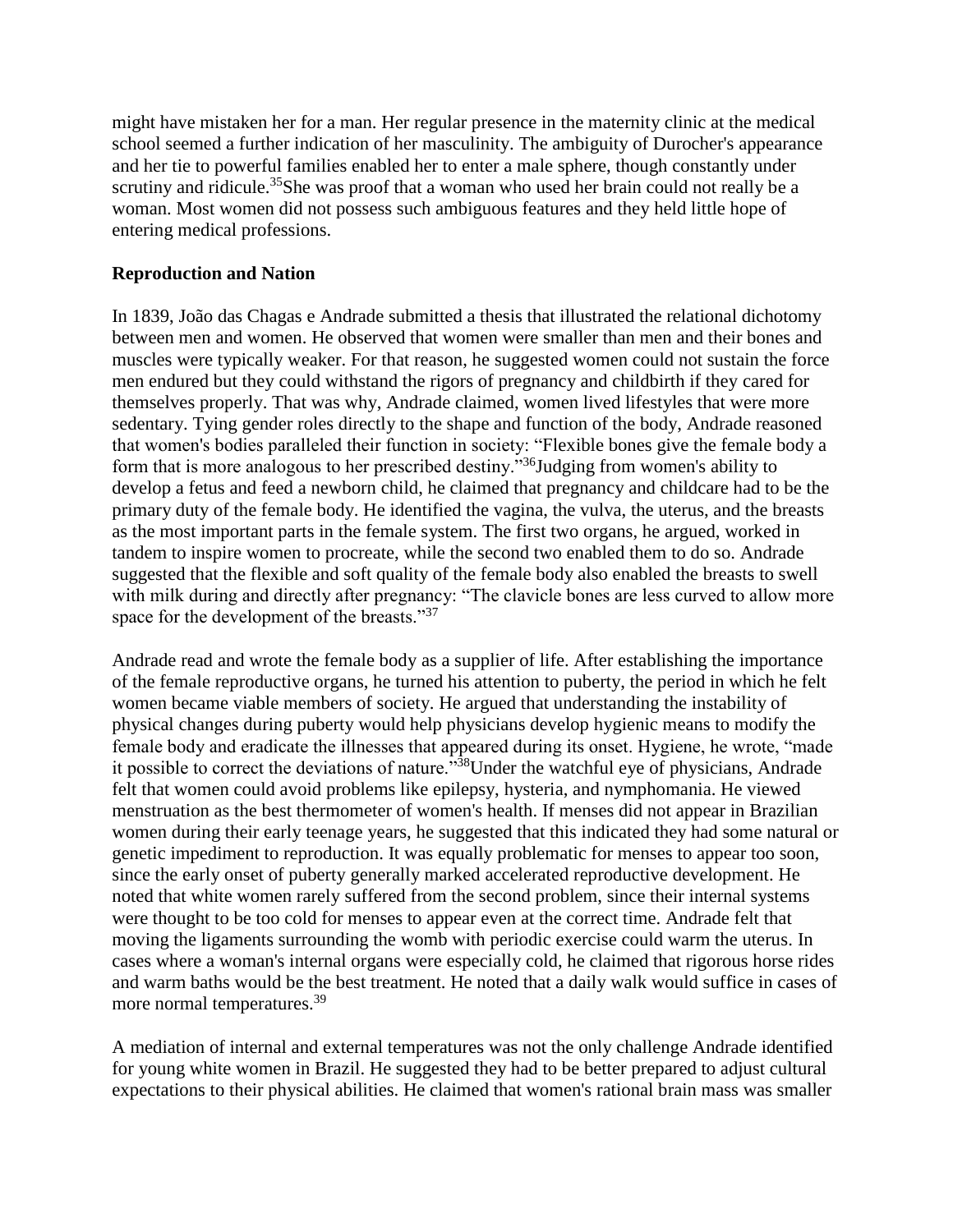might have mistaken her for a man. Her regular presence in the maternity clinic at the medical school seemed a further indication of her masculinity. The ambiguity of Durocher's appearance and her tie to powerful families enabled her to enter a male sphere, though constantly under scrutiny and ridicule.[35] She was proof that a woman who used her brain could not really be a woman. Most women did not possess such ambiguous features and they held little hope of entering medical professions.

**Reproduction and Nation**

In 1839, João das Chagas e Andrade submitted a thesis that illustrated the relational dichotomy between men and women. He observed that women were smaller than men and their bones and muscles were typically weaker. For that reason, he suggested women could not sustain the force men endured but they could withstand the rigors of pregnancy and childbirth if they cared for themselves properly. That was why, Andrade claimed, women lived lifestyles that were more sedentary. Tying gender roles directly to the shape and function of the body, Andrade reasoned that women's bodies paralleled their function in society: "Flexible bones give the female body a form that is more analogous to her prescribed destiny."[36] Judging from women's ability to develop a fetus and feed a newborn child, he claimed that pregnancy and childcare had to be the primary duty of the female body. He identified the vagina, the vulva, the uterus, and the breasts as the most important parts in the female system. The first two organs, he argued, worked in tandem to inspire women to procreate, while the second two enabled them to do so. Andrade suggested that the flexible and soft quality of the female body also enabled the breasts to swell with milk during and directly after pregnancy: "The clavicle bones are less curved to allow more space for the development of the breasts."[37]

Andrade read and wrote the female body as a supplier of life. After establishing the importance of the female reproductive organs, he turned his attention to puberty, the period in which he felt women became viable members of society. He argued that understanding the instability of physical changes during puberty would help physicians develop hygienic means to modify the female body and eradicate the illnesses that appeared during its onset. Hygiene, he wrote, "made it possible to correct the deviations of nature."[38] Under the watchful eye of physicians, Andrade felt that women could avoid problems like epilepsy, hysteria, and nymphomania. He viewed menstruation as the best thermometer of women's health. If menses did not appear in Brazilian women during their early teenage years, he suggested that this indicated they had some natural or genetic impediment to reproduction. It was equally problematic for menses to appear too soon, since the early onset of puberty generally marked accelerated reproductive development. He noted that white women rarely suffered from the second problem, since their internal systems were thought to be too cold for menses to appear even at the correct time. Andrade felt that moving the ligaments surrounding the womb with periodic exercise could warm the uterus. In cases where a woman's internal organs were especially cold, he claimed that rigorous horse rides and warm baths would be the best treatment. He noted that a daily walk would suffice in cases of more normal temperatures.[39]

A mediation of internal and external temperatures was not the only challenge Andrade identified for young white women in Brazil. He suggested they had to be better prepared to adjust cultural expectations to their physical abilities. He claimed that women's rational brain mass was smaller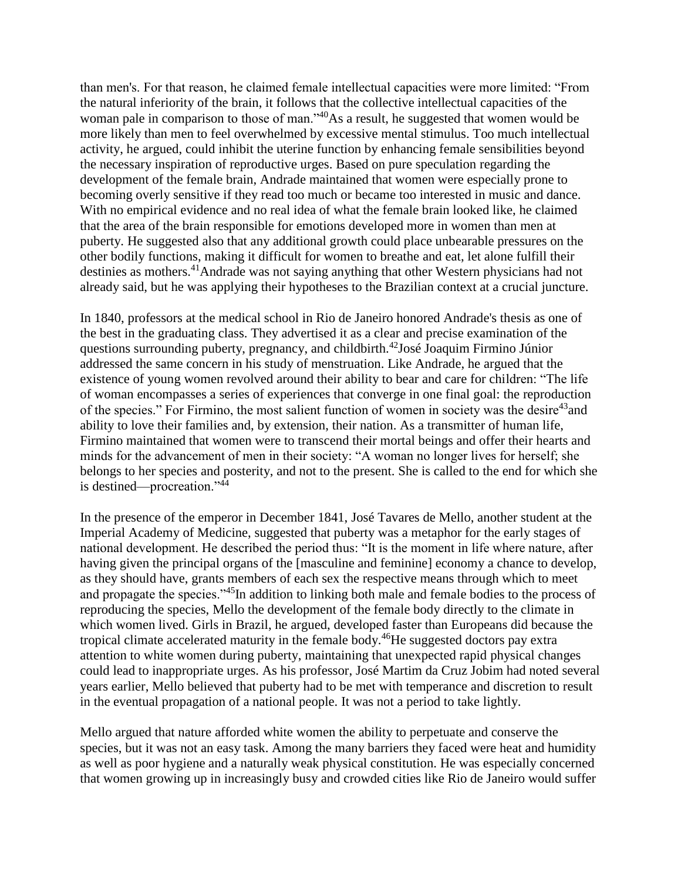than men's. For that reason, he claimed female intellectual capacities were more limited: "From the natural inferiority of the brain, it follows that the collective intellectual capacities of the woman pale in comparison to those of man."[40] As a result, he suggested that women would be more likely than men to feel overwhelmed by excessive mental stimulus. Too much intellectual activity, he argued, could inhibit the uterine function by enhancing female sensibilities beyond the necessary inspiration of reproductive urges. Based on pure speculation regarding the development of the female brain, Andrade maintained that women were especially prone to becoming overly sensitive if they read too much or became too interested in music and dance. With no empirical evidence and no real idea of what the female brain looked like, he claimed that the area of the brain responsible for emotions developed more in women than men at puberty. He suggested also that any additional growth could place unbearable pressures on the other bodily functions, making it difficult for women to breathe and eat, let alone fulfill their destinies as mothers.[41] Andrade was not saying anything that other Western physicians had not already said, but he was applying their hypotheses to the Brazilian context at a crucial juncture.

In 1840, professors at the medical school in Rio de Janeiro honored Andrade's thesis as one of the best in the graduating class. They advertised it as a clear and precise examination of the questions surrounding puberty, pregnancy, and childbirth.[42] José Joaquim Firmino Júnior addressed the same concern in his study of menstruation. Like Andrade, he argued that the existence of young women revolved around their ability to bear and care for children: "The life of woman encompasses a series of experiences that converge in one final goal: the reproduction of the species." For Firmino, the most salient function of women in society was the desire[43] and ability to love their families and, by extension, their nation. As a transmitter of human life, Firmino maintained that women were to transcend their mortal beings and offer their hearts and minds for the advancement of men in their society: "A woman no longer lives for herself; she belongs to her species and posterity, and not to the present. She is called to the end for which she is destined—procreation."[44]

In the presence of the emperor in December 1841, José Tavares de Mello, another student at the Imperial Academy of Medicine, suggested that puberty was a metaphor for the early stages of national development. He described the period thus: "It is the moment in life where nature, after having given the principal organs of the [masculine and feminine] economy a chance to develop, as they should have, grants members of each sex the respective means through which to meet and propagate the species."[45] In addition to linking both male and female bodies to the process of reproducing the species, Mello the development of the female body directly to the climate in which women lived. Girls in Brazil, he argued, developed faster than Europeans did because the tropical climate accelerated maturity in the female body.[46] He suggested doctors pay extra attention to white women during puberty, maintaining that unexpected rapid physical changes could lead to inappropriate urges. As his professor, José Martim da Cruz Jobim had noted several years earlier, Mello believed that puberty had to be met with temperance and discretion to result in the eventual propagation of a national people. It was not a period to take lightly.

Mello argued that nature afforded white women the ability to perpetuate and conserve the species, but it was not an easy task. Among the many barriers they faced were heat and humidity as well as poor hygiene and a naturally weak physical constitution. He was especially concerned that women growing up in increasingly busy and crowded cities like Rio de Janeiro would suffer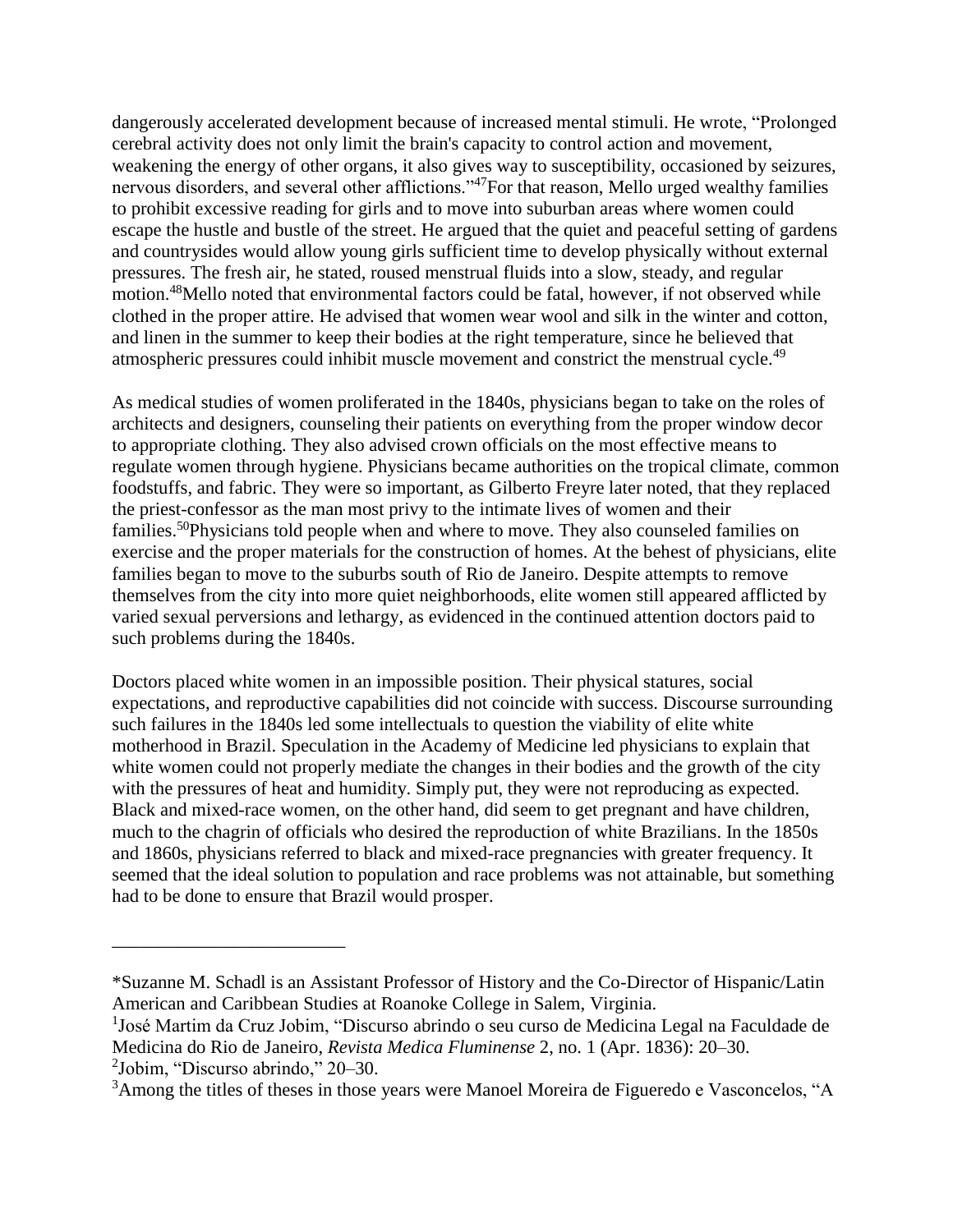dangerously accelerated development because of increased mental stimuli. He wrote, "Prolonged cerebral activity does not only limit the brain's capacity to control action and movement, weakening the energy of other organs, it also gives way to susceptibility, occasioned by seizures, nervous disorders, and several other afflictions."[47]For that reason, Mello urged wealthy families to prohibit excessive reading for girls and to move into suburban areas where women could escape the hustle and bustle of the street. He argued that the quiet and peaceful setting of gardens and countrysides would allow young girls sufficient time to develop physically without external pressures. The fresh air, he stated, roused menstrual fluids into a slow, steady, and regular motion.[48]Mello noted that environmental factors could be fatal, however, if not observed while clothed in the proper attire. He advised that women wear wool and silk in the winter and cotton, and linen in the summer to keep their bodies at the right temperature, since he believed that atmospheric pressures could inhibit muscle movement and constrict the menstrual cycle.[49]

As medical studies of women proliferated in the 1840s, physicians began to take on the roles of architects and designers, counseling their patients on everything from the proper window decor to appropriate clothing. They also advised crown officials on the most effective means to regulate women through hygiene. Physicians became authorities on the tropical climate, common foodstuffs, and fabric. They were so important, as Gilberto Freyre later noted, that they replaced the priest-confessor as the man most privy to the intimate lives of women and their families.[50]Physicians told people when and where to move. They also counseled families on exercise and the proper materials for the construction of homes. At the behest of physicians, elite families began to move to the suburbs south of Rio de Janeiro. Despite attempts to remove themselves from the city into more quiet neighborhoods, elite women still appeared afflicted by varied sexual perversions and lethargy, as evidenced in the continued attention doctors paid to such problems during the 1840s.

Doctors placed white women in an impossible position. Their physical statures, social expectations, and reproductive capabilities did not coincide with success. Discourse surrounding such failures in the 1840s led some intellectuals to question the viability of elite white motherhood in Brazil. Speculation in the Academy of Medicine led physicians to explain that white women could not properly mediate the changes in their bodies and the growth of the city with the pressures of heat and humidity. Simply put, they were not reproducing as expected. Black and mixed-race women, on the other hand, did seem to get pregnant and have children, much to the chagrin of officials who desired the reproduction of white Brazilians. In the 1850s and 1860s, physicians referred to black and mixed-race pregnancies with greater frequency. It seemed that the ideal solution to population and race problems was not attainable, but something had to be done to ensure that Brazil would prosper.

---

*Suzanne M. Schadl is an Assistant Professor of History and the Co-Director of Hispanic/Latin American and Caribbean Studies at Roanoke College in Salem, Virginia.

[1]José Martim da Cruz Jobim, "Discurso abrindo o seu curso de Medicina Legal na Faculdade de Medicina do Rio de Janeiro, *Revista Medica Fluminense* 2, no. 1 (Apr. 1836): 20–30.

[2]Jobim, "Discurso abrindo," 20–30.

[3]Among the titles of theses in those years were Manoel Moreira de Figueredo e Vasconcelos, "A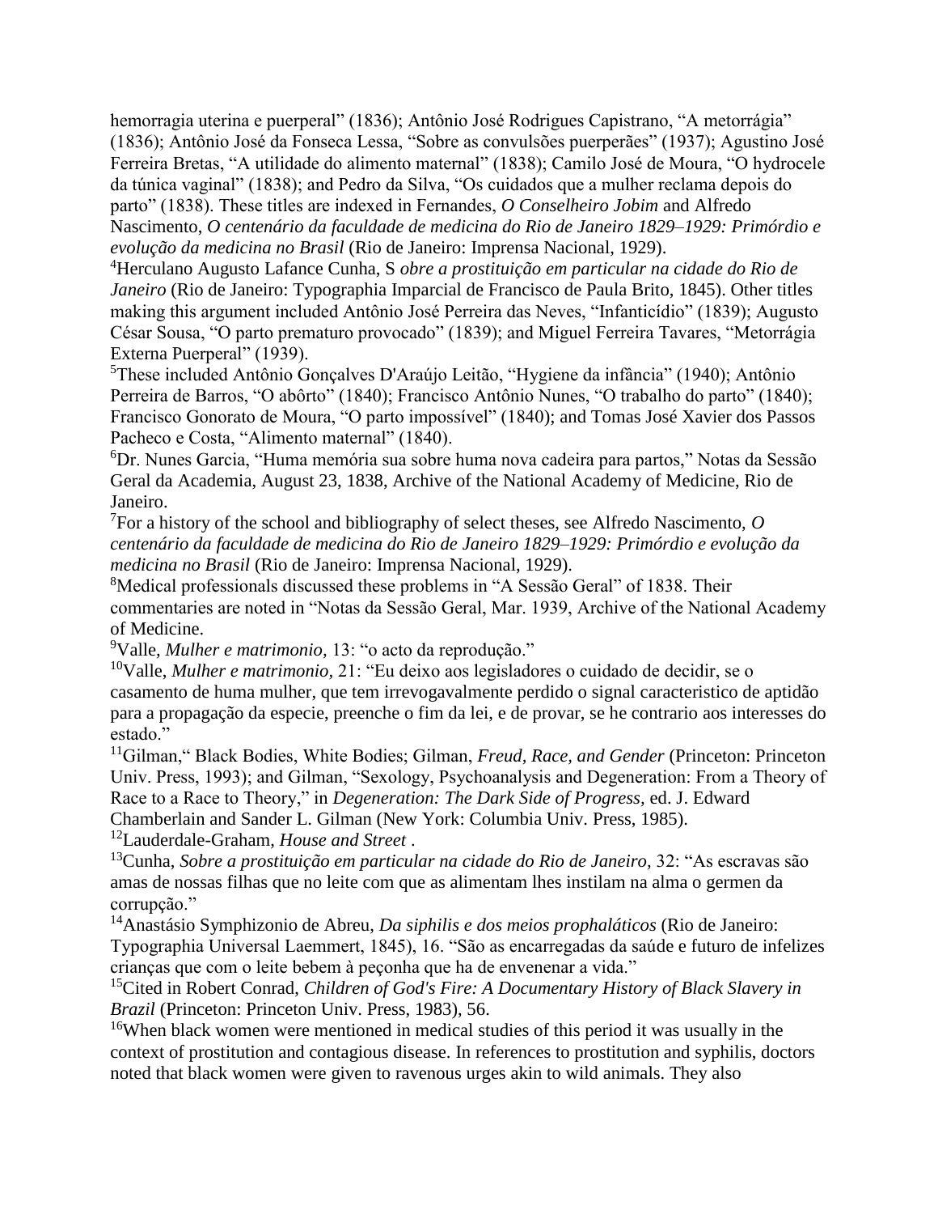hemorragia uterina e puerperal" (1836); Antônio José Rodrigues Capistrano, "A metorrágia" (1836); Antônio José da Fonseca Lessa, "Sobre as convulsões puerperães" (1937); Agustino José Ferreira Bretas, "A utilidade do alimento maternal" (1838); Camilo José de Moura, "O hydrocele da túnica vaginal" (1838); and Pedro da Silva, "Os cuidados que a mulher reclama depois do parto" (1838). These titles are indexed in Fernandes, *O Conselheiro Jobim* and Alfredo Nascimento, *O centenário da faculdade de medicina do Rio de Janeiro 1829–1929: Primórdio e evolução da medicina no Brasil* (Rio de Janeiro: Imprensa Nacional, 1929).

[4]Herculano Augusto Lafance Cunha, S *obre a prostituição em particular na cidade do Rio de Janeiro* (Rio de Janeiro: Typographia Imparcial de Francisco de Paula Brito, 1845). Other titles making this argument included Antônio José Perreira das Neves, "Infanticídio" (1839); Augusto César Sousa, "O parto prematuro provocado" (1839); and Miguel Ferreira Tavares, "Metorrágia Externa Puerperal" (1939).

[5]These included Antônio Gonçalves D'Araújo Leitão, "Hygiene da infância" (1940); Antônio Perreira de Barros, "O abôrto" (1840); Francisco Antônio Nunes, "O trabalho do parto" (1840); Francisco Gonorato de Moura, "O parto impossível" (1840); and Tomas José Xavier dos Passos Pacheco e Costa, "Alimento maternal" (1840).

[6]Dr. Nunes Garcia, "Huma memória sua sobre huma nova cadeira para partos," Notas da Sessão Geral da Academia, August 23, 1838, Archive of the National Academy of Medicine, Rio de Janeiro.

[7]For a history of the school and bibliography of select theses, see Alfredo Nascimento, *O centenário da faculdade de medicina do Rio de Janeiro 1829–1929: Primórdio e evolução da medicina no Brasil* (Rio de Janeiro: Imprensa Nacional, 1929).

[8]Medical professionals discussed these problems in "A Sessão Geral" of 1838. Their commentaries are noted in "Notas da Sessão Geral, Mar. 1939, Archive of the National Academy of Medicine.

[9]Valle, *Mulher e matrimonio,* 13: "o acto da reprodução."

[10]Valle, *Mulher e matrimonio,* 21: "Eu deixo aos legisladores o cuidado de decidir, se o casamento de huma mulher, que tem irrevogavalmente perdido o signal caracteristico de aptidão para a propagação da especie, preenche o fim da lei, e de provar, se he contrario aos interesses do estado."

[11]Gilman," Black Bodies, White Bodies; Gilman, *Freud, Race, and Gender* (Princeton: Princeton Univ. Press, 1993); and Gilman, "Sexology, Psychoanalysis and Degeneration: From a Theory of Race to a Race to Theory," in *Degeneration: The Dark Side of Progress,* ed. J. Edward Chamberlain and Sander L. Gilman (New York: Columbia Univ. Press, 1985).

[12]Lauderdale-Graham, *House and Street* .

[13]Cunha, *Sobre a prostituição em particular na cidade do Rio de Janeiro,* 32: "As escravas são amas de nossas filhas que no leite com que as alimentam lhes instilam na alma o germen da corrupção."

[14]Anastásio Symphizonio de Abreu, *Da siphilis e dos meios prophaláticos* (Rio de Janeiro: Typographia Universal Laemmert, 1845), 16. "São as encarregadas da saúde e futuro de infelizes crianças que com o leite bebem à peçonha que ha de envenenar a vida."

[15]Cited in Robert Conrad, *Children of God's Fire: A Documentary History of Black Slavery in Brazil* (Princeton: Princeton Univ. Press, 1983), 56.

[16]When black women were mentioned in medical studies of this period it was usually in the context of prostitution and contagious disease. In references to prostitution and syphilis, doctors noted that black women were given to ravenous urges akin to wild animals. They also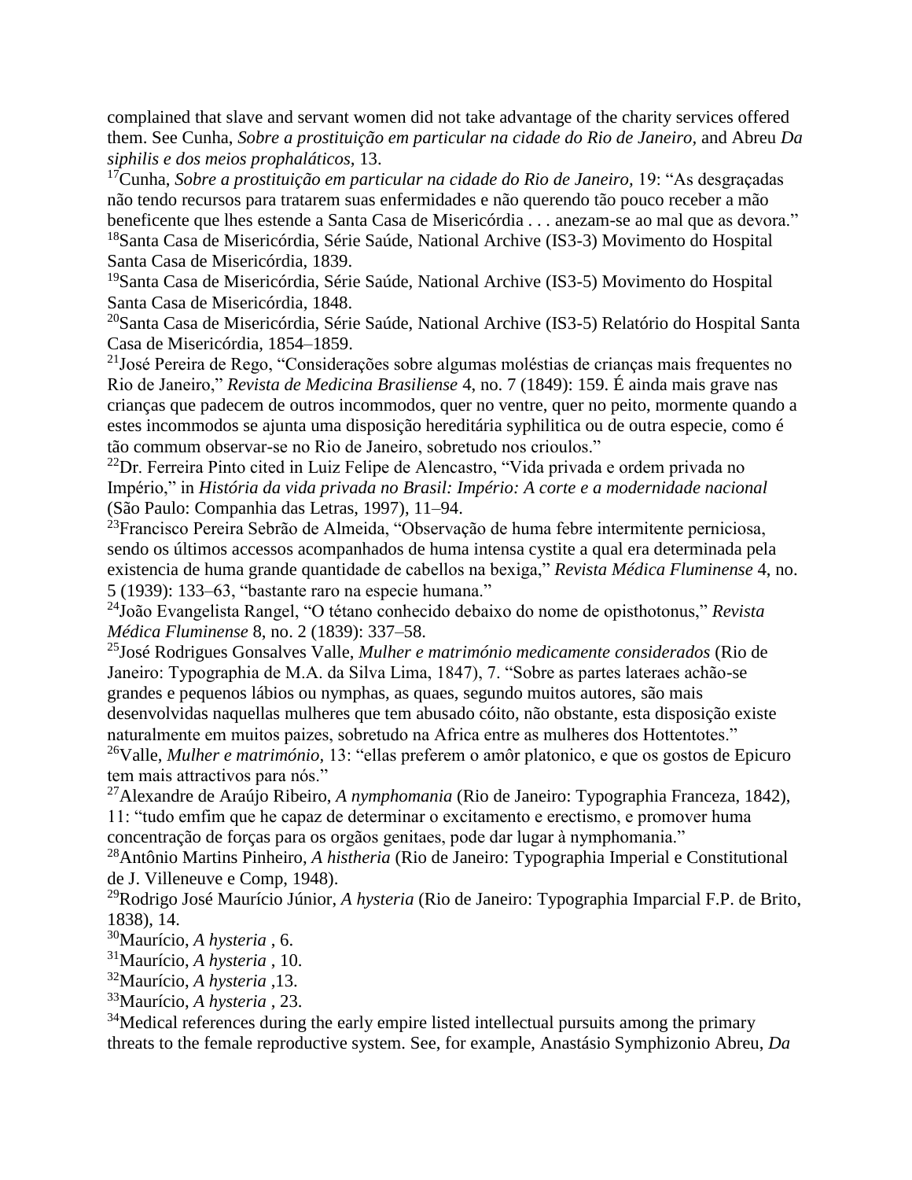complained that slave and servant women did not take advantage of the charity services offered them. See Cunha, *Sobre a prostituição em particular na cidade do Rio de Janeiro,* and Abreu *Da siphilis e dos meios prophaláticos,* 13.

[17]Cunha, *Sobre a prostituição em particular na cidade do Rio de Janeiro,* 19: "As desgraçadas não tendo recursos para tratarem suas enfermidades e não querendo tão pouco receber a mão beneficente que lhes estende a Santa Casa de Misericórdia . . . anezam-se ao mal que as devora."

[18]Santa Casa de Misericórdia, Série Saúde, National Archive (IS3-3) Movimento do Hospital Santa Casa de Misericórdia, 1839.

[19]Santa Casa de Misericórdia, Série Saúde, National Archive (IS3-5) Movimento do Hospital Santa Casa de Misericórdia, 1848.

[20]Santa Casa de Misericórdia, Série Saúde, National Archive (IS3-5) Relatório do Hospital Santa Casa de Misericórdia, 1854–1859.

[21]José Pereira de Rego, "Considerações sobre algumas moléstias de crianças mais frequentes no Rio de Janeiro," *Revista de Medicina Brasiliense* 4, no. 7 (1849): 159. É ainda mais grave nas crianças que padecem de outros incommodos, quer no ventre, quer no peito, mormente quando a estes incommodos se ajunta uma disposição hereditária syphilitica ou de outra especie, como é tão commum observar-se no Rio de Janeiro, sobretudo nos crioulos."

[22]Dr. Ferreira Pinto cited in Luiz Felipe de Alencastro, "Vida privada e ordem privada no Império," in *História da vida privada no Brasil: Império: A corte e a modernidade nacional* (São Paulo: Companhia das Letras, 1997), 11–94.

[23]Francisco Pereira Sebrão de Almeida, "Observação de huma febre intermitente perniciosa, sendo os últimos accessos acompanhados de huma intensa cystite a qual era determinada pela existencia de huma grande quantidade de cabellos na bexiga," *Revista Médica Fluminense* 4, no. 5 (1939): 133–63, "bastante raro na especie humana."

[24]João Evangelista Rangel, "O tétano conhecido debaixo do nome de opisthotonus," *Revista Médica Fluminense* 8, no. 2 (1839): 337–58.

[25]José Rodrigues Gonsalves Valle, *Mulher e matrimónio medicamente considerados* (Rio de Janeiro: Typographia de M.A. da Silva Lima, 1847), 7. "Sobre as partes lateraes achão-se grandes e pequenos lábios ou nymphas, as quaes, segundo muitos autores, são mais desenvolvidas naquellas mulheres que tem abusado cóito, não obstante, esta disposição existe naturalmente em muitos paizes, sobretudo na Africa entre as mulheres dos Hottentotes."

[26]Valle, *Mulher e matrimónio,* 13: "ellas preferem o amôr platonico, e que os gostos de Epicuro tem mais attractivos para nós."

[27]Alexandre de Araújo Ribeiro, *A nymphomania* (Rio de Janeiro: Typographia Franceza, 1842), 11: "tudo emfim que he capaz de determinar o excitamento e erectismo, e promover huma concentração de forças para os orgãos genitaes, pode dar lugar à nymphomania."

[28]Antônio Martins Pinheiro, *A histheria* (Rio de Janeiro: Typographia Imperial e Constitutional de J. Villeneuve e Comp, 1948).

[29]Rodrigo José Maurício Júnior, *A hysteria* (Rio de Janeiro: Typographia Imparcial F.P. de Brito, 1838), 14.

[30]Maurício, *A hysteria* , 6.

[31]Maurício, *A hysteria* , 10.

[32]Maurício, *A hysteria* ,13.

[33]Maurício, *A hysteria* , 23.

[34]Medical references during the early empire listed intellectual pursuits among the primary threats to the female reproductive system. See, for example, Anastásio Symphizonio Abreu, *Da*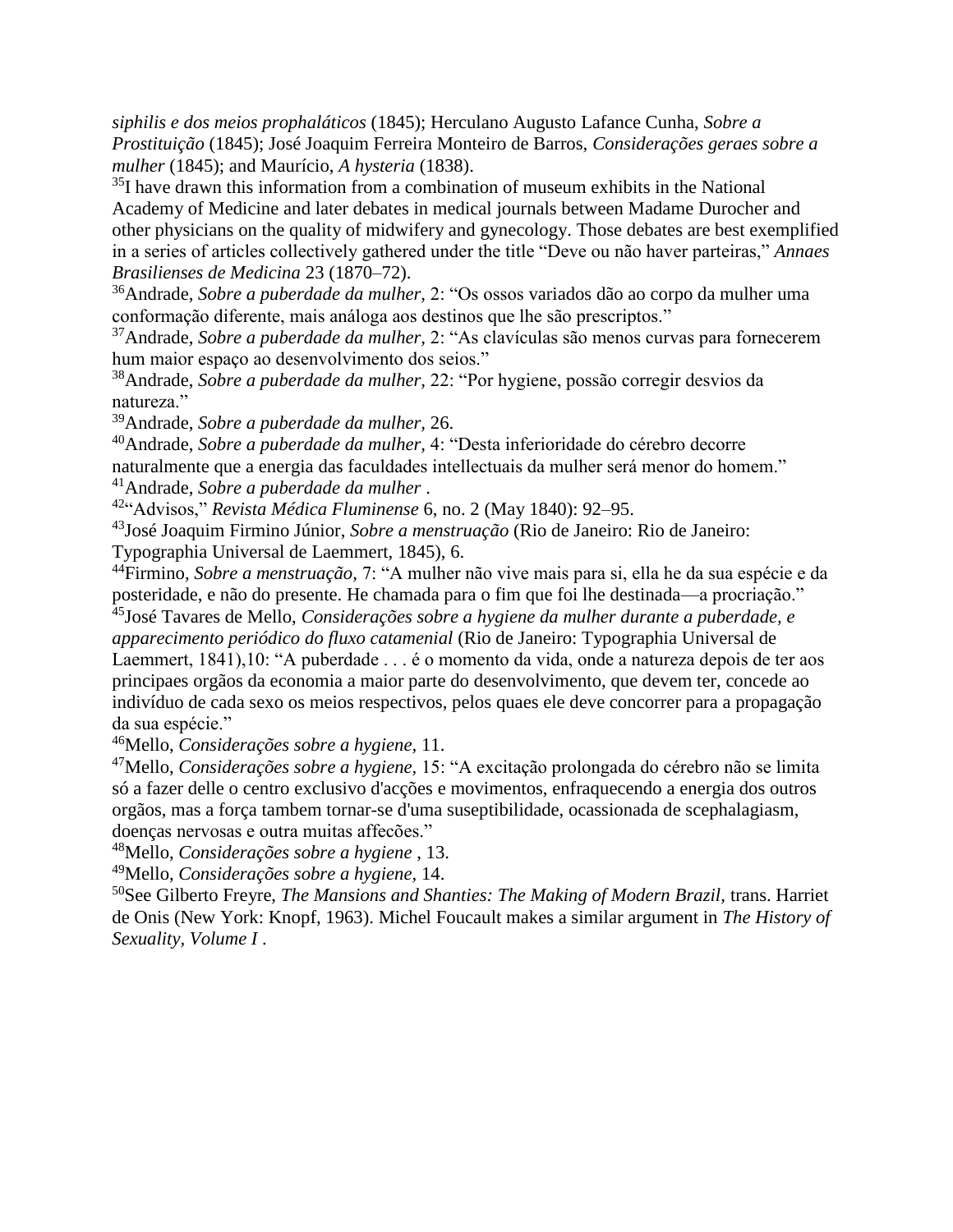*siphilis e dos meios prophaláticos* (1845); Herculano Augusto Lafance Cunha, *Sobre a Prostituição* (1845); José Joaquim Ferreira Monteiro de Barros, *Considerações geraes sobre a mulher* (1845); and Maurício, *A hysteria* (1838).

[35]I have drawn this information from a combination of museum exhibits in the National Academy of Medicine and later debates in medical journals between Madame Durocher and other physicians on the quality of midwifery and gynecology. Those debates are best exemplified in a series of articles collectively gathered under the title "Deve ou não haver parteiras," *Annaes Brasilienses de Medicina* 23 (1870–72).

[36]Andrade, *Sobre a puberdade da mulher,* 2: "Os ossos variados dão ao corpo da mulher uma conformação diferente, mais análoga aos destinos que lhe são prescriptos."

[37]Andrade, *Sobre a puberdade da mulher,* 2: "As clavículas são menos curvas para fornecerem hum maior espaço ao desenvolvimento dos seios."

[38]Andrade, *Sobre a puberdade da mulher,* 22: "Por hygiene, possão corregir desvios da natureza."

[39]Andrade, *Sobre a puberdade da mulher,* 26.

[40]Andrade, *Sobre a puberdade da mulher,* 4: "Desta inferioridade do cérebro decorre naturalmente que a energia das faculdades intellectuais da mulher será menor do homem."

[41]Andrade, *Sobre a puberdade da mulher* .

[42]"Advisos," *Revista Médica Fluminense* 6, no. 2 (May 1840): 92–95.

[43]José Joaquim Firmino Júnior, *Sobre a menstruação* (Rio de Janeiro: Rio de Janeiro: Typographia Universal de Laemmert, 1845), 6.

[44]Firmino, *Sobre a menstruação,* 7: "A mulher não vive mais para si, ella he da sua espécie e da posteridade, e não do presente. He chamada para o fim que foi lhe destinada—a procriação."

[45]José Tavares de Mello, *Considerações sobre a hygiene da mulher durante a puberdade, e apparecimento periódico do fluxo catamenial* (Rio de Janeiro: Typographia Universal de Laemmert, 1841),10: "A puberdade . . . é o momento da vida, onde a natureza depois de ter aos principaes orgãos da economia a maior parte do desenvolvimento, que devem ter, concede ao indivíduo de cada sexo os meios respectivos, pelos quaes ele deve concorrer para a propagação da sua espécie."

[46]Mello, *Considerações sobre a hygiene,* 11.

[47]Mello, *Considerações sobre a hygiene,* 15: "A excitação prolongada do cérebro não se limita só a fazer delle o centro exclusivo d'acções e movimentos, enfraquecendo a energia dos outros orgãos, mas a força tambem tornar-se d'uma suseptibilidade, ocassionada de scephalagiasm, doenças nervosas e outra muitas affecões."

[48]Mello, *Considerações sobre a hygiene* , 13.

[49]Mello, *Considerações sobre a hygiene,* 14.

[50]See Gilberto Freyre, *The Mansions and Shanties: The Making of Modern Brazil,* trans. Harriet de Onis (New York: Knopf, 1963). Michel Foucault makes a similar argument in *The History of Sexuality, Volume I* .